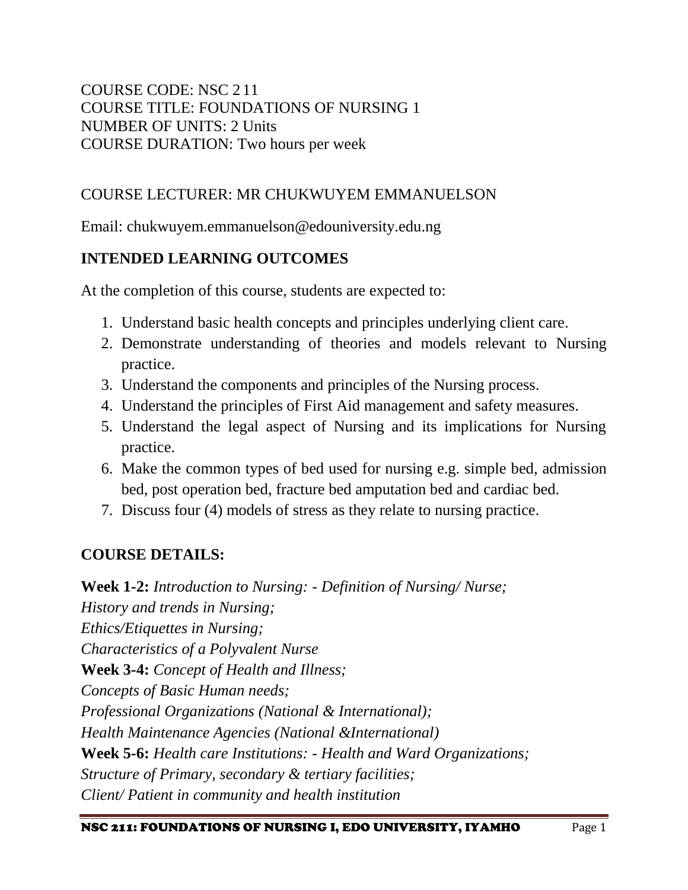COURSE CODE: NSC 211
COURSE TITLE: FOUNDATIONS OF NURSING 1
NUMBER OF UNITS: 2 Units
COURSE DURATION: Two hours per week

COURSE LECTURER: MR CHUKWUYEM EMMANUELSON

Email: chukwuyem.emmanuelson@edouniversity.edu.ng

## INTENDED LEARNING OUTCOMES

At the completion of this course, students are expected to:

1. Understand basic health concepts and principles underlying client care.
2. Demonstrate understanding of theories and models relevant to Nursing practice.
3. Understand the components and principles of the Nursing process.
4. Understand the principles of First Aid management and safety measures.
5. Understand the legal aspect of Nursing and its implications for Nursing practice.
6. Make the common types of bed used for nursing e.g. simple bed, admission bed, post operation bed, fracture bed amputation bed and cardiac bed.
7. Discuss four (4) models of stress as they relate to nursing practice.

## COURSE DETAILS:

**Week 1-2:** *Introduction to Nursing: - Definition of Nursing/ Nurse;*
*History and trends in Nursing;*
*Ethics/Etiquettes in Nursing;*
*Characteristics of a Polyvalent Nurse*
**Week 3-4:** *Concept of Health and Illness;*
*Concepts of Basic Human needs;*
*Professional Organizations (National & International);*
*Health Maintenance Agencies (National &International)*
**Week 5-6:** *Health care Institutions: - Health and Ward Organizations;*
*Structure of Primary, secondary & tertiary facilities;*
*Client/ Patient in community and health institution*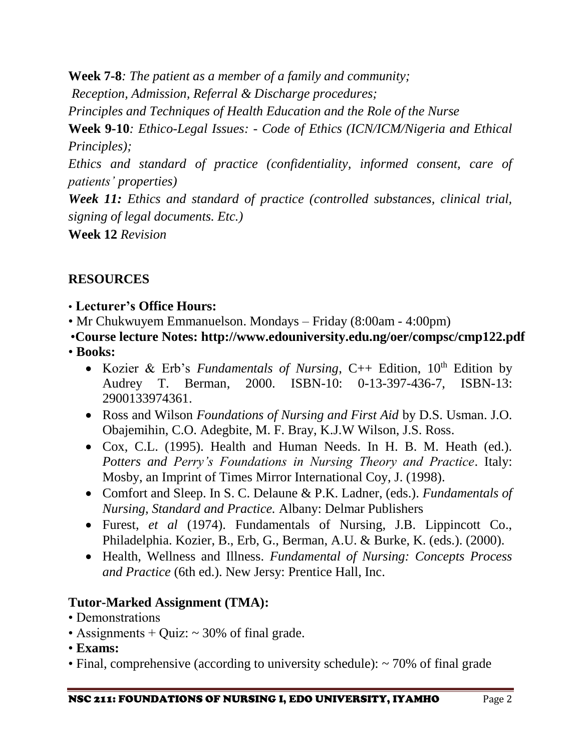**Week 7-8**: *The patient as a member of a family and community;*
*Reception, Admission, Referral & Discharge procedures;*
*Principles and Techniques of Health Education and the Role of the Nurse*
**Week 9-10**: *Ethico-Legal Issues: - Code of Ethics (ICN/ICM/Nigeria and Ethical Principles);*
*Ethics and standard of practice (confidentiality, informed consent, care of patients' properties)*
***Week 11:*** *Ethics and standard of practice (controlled substances, clinical trial, signing of legal documents. Etc.)*
**Week 12** *Revision*

## RESOURCES

- **Lecturer's Office Hours:**
- Mr Chukwuyem Emmanuelson. Mondays – Friday (8:00am - 4:00pm)
- **Course lecture Notes: http://www.edouniversity.edu.ng/oer/compsc/cmp122.pdf**
- **Books:**
  - Kozier & Erb's *Fundamentals of Nursing*, C++ Edition, 10th Edition by Audrey T. Berman, 2000. ISBN-10: 0-13-397-436-7, ISBN-13: 2900133974361.
  - Ross and Wilson *Foundations of Nursing and First Aid* by D.S. Usman. J.O. Obajemihin, C.O. Adegbite, M. F. Bray, K.J.W Wilson, J.S. Ross.
  - Cox, C.L. (1995). Health and Human Needs. In H. B. M. Heath (ed.). *Potters and Perry's Foundations in Nursing Theory and Practice*. Italy: Mosby, an Imprint of Times Mirror International Coy, J. (1998).
  - Comfort and Sleep. In S. C. Delaune & P.K. Ladner, (eds.). *Fundamentals of Nursing, Standard and Practice.* Albany: Delmar Publishers
  - Furest, *et al* (1974). Fundamentals of Nursing, J.B. Lippincott Co., Philadelphia. Kozier, B., Erb, G., Berman, A.U. & Burke, K. (eds.). (2000).
  - Health, Wellness and Illness. *Fundamental of Nursing: Concepts Process and Practice* (6th ed.). New Jersy: Prentice Hall, Inc.

### Tutor-Marked Assignment (TMA):

- Demonstrations
- Assignments + Quiz: ~ 30% of final grade.
- **Exams:**
- Final, comprehensive (according to university schedule): ~ 70% of final grade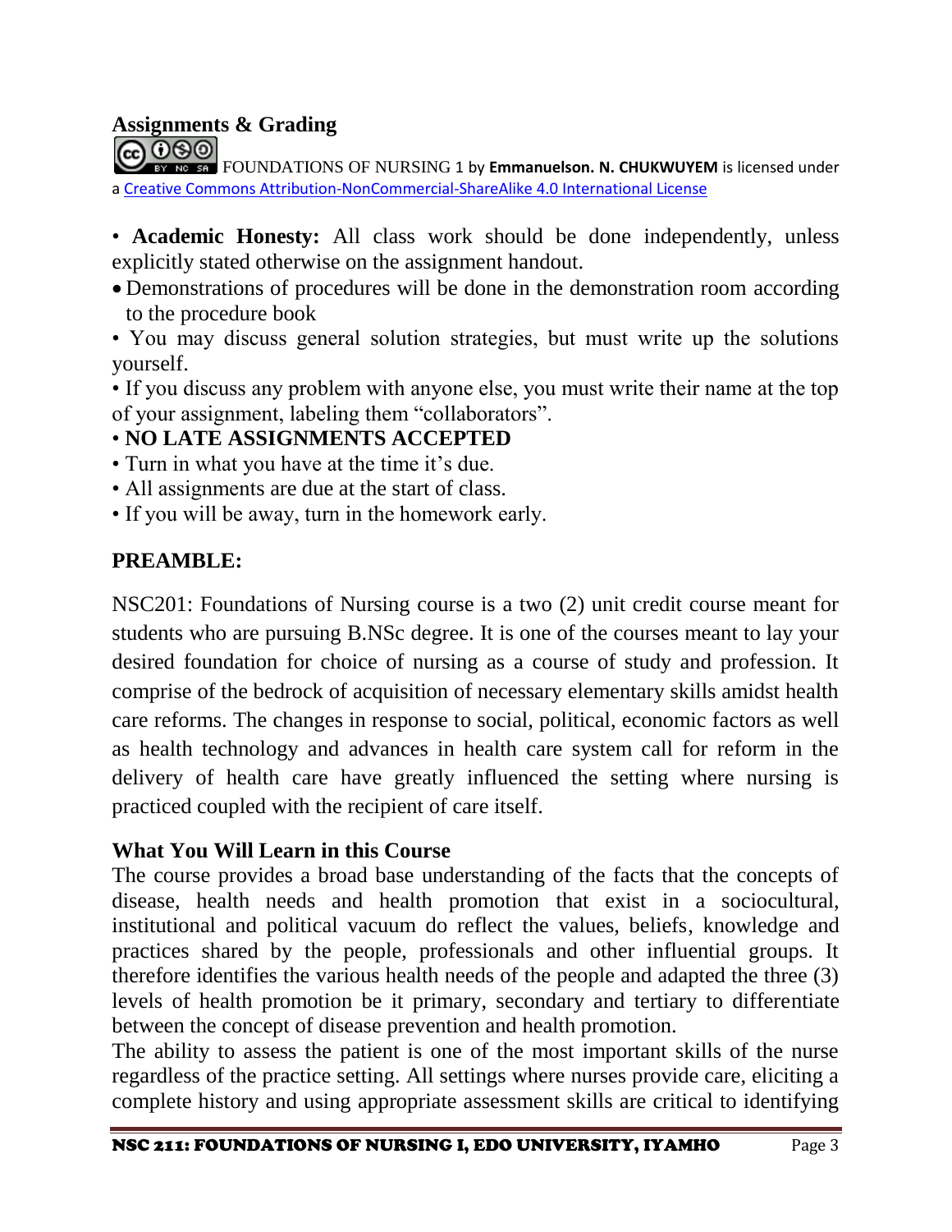## Assignments & Grading

FOUNDATIONS OF NURSING 1 by **Emmanuelson. N. CHUKWUYEM** is licensed under a [Creative Commons Attribution-NonCommercial-ShareAlike 4.0 International License](https://creativecommons.org/licenses/by-nc-sa/4.0/)

- **Academic Honesty:** All class work should be done independently, unless explicitly stated otherwise on the assignment handout.
- Demonstrations of procedures will be done in the demonstration room according to the procedure book
- You may discuss general solution strategies, but must write up the solutions yourself.
- If you discuss any problem with anyone else, you must write their name at the top of your assignment, labeling them "collaborators".
- **NO LATE ASSIGNMENTS ACCEPTED**
- Turn in what you have at the time it's due.
- All assignments are due at the start of class.
- If you will be away, turn in the homework early.

## PREAMBLE:

NSC201: Foundations of Nursing course is a two (2) unit credit course meant for students who are pursuing B.NSc degree. It is one of the courses meant to lay your desired foundation for choice of nursing as a course of study and profession. It comprise of the bedrock of acquisition of necessary elementary skills amidst health care reforms. The changes in response to social, political, economic factors as well as health technology and advances in health care system call for reform in the delivery of health care have greatly influenced the setting where nursing is practiced coupled with the recipient of care itself.

### What You Will Learn in this Course

The course provides a broad base understanding of the facts that the concepts of disease, health needs and health promotion that exist in a sociocultural, institutional and political vacuum do reflect the values, beliefs, knowledge and practices shared by the people, professionals and other influential groups. It therefore identifies the various health needs of the people and adapted the three (3) levels of health promotion be it primary, secondary and tertiary to differentiate between the concept of disease prevention and health promotion.

The ability to assess the patient is one of the most important skills of the nurse regardless of the practice setting. All settings where nurses provide care, eliciting a complete history and using appropriate assessment skills are critical to identifying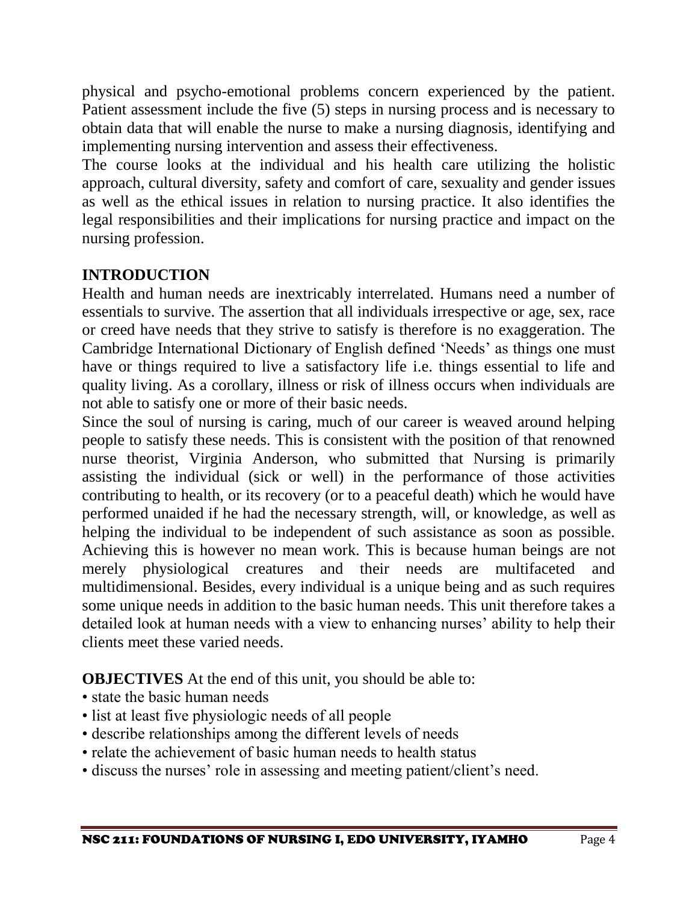physical and psycho-emotional problems concern experienced by the patient. Patient assessment include the five (5) steps in nursing process and is necessary to obtain data that will enable the nurse to make a nursing diagnosis, identifying and implementing nursing intervention and assess their effectiveness.

The course looks at the individual and his health care utilizing the holistic approach, cultural diversity, safety and comfort of care, sexuality and gender issues as well as the ethical issues in relation to nursing practice. It also identifies the legal responsibilities and their implications for nursing practice and impact on the nursing profession.

## INTRODUCTION

Health and human needs are inextricably interrelated. Humans need a number of essentials to survive. The assertion that all individuals irrespective or age, sex, race or creed have needs that they strive to satisfy is therefore is no exaggeration. The Cambridge International Dictionary of English defined 'Needs' as things one must have or things required to live a satisfactory life i.e. things essential to life and quality living. As a corollary, illness or risk of illness occurs when individuals are not able to satisfy one or more of their basic needs.

Since the soul of nursing is caring, much of our career is weaved around helping people to satisfy these needs. This is consistent with the position of that renowned nurse theorist, Virginia Anderson, who submitted that Nursing is primarily assisting the individual (sick or well) in the performance of those activities contributing to health, or its recovery (or to a peaceful death) which he would have performed unaided if he had the necessary strength, will, or knowledge, as well as helping the individual to be independent of such assistance as soon as possible. Achieving this is however no mean work. This is because human beings are not merely physiological creatures and their needs are multifaceted and multidimensional. Besides, every individual is a unique being and as such requires some unique needs in addition to the basic human needs. This unit therefore takes a detailed look at human needs with a view to enhancing nurses' ability to help their clients meet these varied needs.

**OBJECTIVES** At the end of this unit, you should be able to:

- state the basic human needs
- list at least five physiologic needs of all people
- describe relationships among the different levels of needs
- relate the achievement of basic human needs to health status
- discuss the nurses' role in assessing and meeting patient/client's need.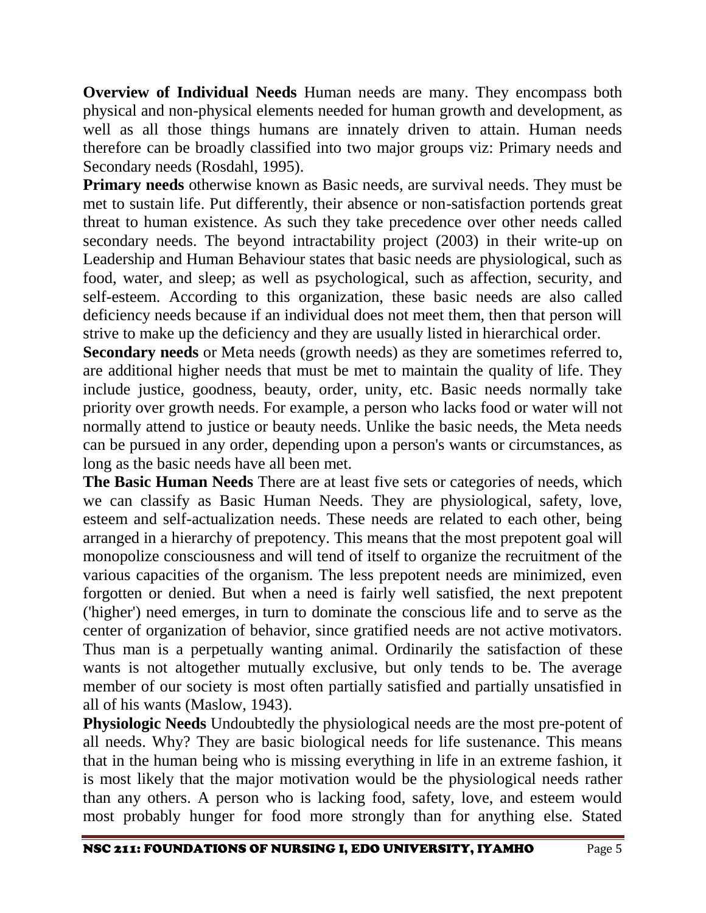**Overview of Individual Needs** Human needs are many. They encompass both physical and non-physical elements needed for human growth and development, as well as all those things humans are innately driven to attain. Human needs therefore can be broadly classified into two major groups viz: Primary needs and Secondary needs (Rosdahl, 1995).

**Primary needs** otherwise known as Basic needs, are survival needs. They must be met to sustain life. Put differently, their absence or non-satisfaction portends great threat to human existence. As such they take precedence over other needs called secondary needs. The beyond intractability project (2003) in their write-up on Leadership and Human Behaviour states that basic needs are physiological, such as food, water, and sleep; as well as psychological, such as affection, security, and self-esteem. According to this organization, these basic needs are also called deficiency needs because if an individual does not meet them, then that person will strive to make up the deficiency and they are usually listed in hierarchical order.

**Secondary needs** or Meta needs (growth needs) as they are sometimes referred to, are additional higher needs that must be met to maintain the quality of life. They include justice, goodness, beauty, order, unity, etc. Basic needs normally take priority over growth needs. For example, a person who lacks food or water will not normally attend to justice or beauty needs. Unlike the basic needs, the Meta needs can be pursued in any order, depending upon a person's wants or circumstances, as long as the basic needs have all been met.

**The Basic Human Needs** There are at least five sets or categories of needs, which we can classify as Basic Human Needs. They are physiological, safety, love, esteem and self-actualization needs. These needs are related to each other, being arranged in a hierarchy of prepotency. This means that the most prepotent goal will monopolize consciousness and will tend of itself to organize the recruitment of the various capacities of the organism. The less prepotent needs are minimized, even forgotten or denied. But when a need is fairly well satisfied, the next prepotent ('higher') need emerges, in turn to dominate the conscious life and to serve as the center of organization of behavior, since gratified needs are not active motivators. Thus man is a perpetually wanting animal. Ordinarily the satisfaction of these wants is not altogether mutually exclusive, but only tends to be. The average member of our society is most often partially satisfied and partially unsatisfied in all of his wants (Maslow, 1943).

**Physiologic Needs** Undoubtedly the physiological needs are the most pre-potent of all needs. Why? They are basic biological needs for life sustenance. This means that in the human being who is missing everything in life in an extreme fashion, it is most likely that the major motivation would be the physiological needs rather than any others. A person who is lacking food, safety, love, and esteem would most probably hunger for food more strongly than for anything else. Stated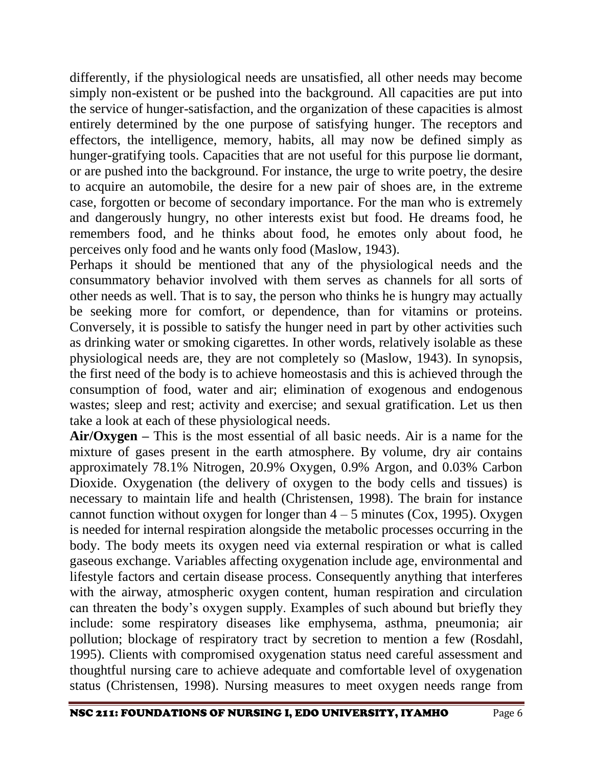differently, if the physiological needs are unsatisfied, all other needs may become simply non-existent or be pushed into the background. All capacities are put into the service of hunger-satisfaction, and the organization of these capacities is almost entirely determined by the one purpose of satisfying hunger. The receptors and effectors, the intelligence, memory, habits, all may now be defined simply as hunger-gratifying tools. Capacities that are not useful for this purpose lie dormant, or are pushed into the background. For instance, the urge to write poetry, the desire to acquire an automobile, the desire for a new pair of shoes are, in the extreme case, forgotten or become of secondary importance. For the man who is extremely and dangerously hungry, no other interests exist but food. He dreams food, he remembers food, and he thinks about food, he emotes only about food, he perceives only food and he wants only food (Maslow, 1943).

Perhaps it should be mentioned that any of the physiological needs and the consummatory behavior involved with them serves as channels for all sorts of other needs as well. That is to say, the person who thinks he is hungry may actually be seeking more for comfort, or dependence, than for vitamins or proteins. Conversely, it is possible to satisfy the hunger need in part by other activities such as drinking water or smoking cigarettes. In other words, relatively isolable as these physiological needs are, they are not completely so (Maslow, 1943). In synopsis, the first need of the body is to achieve homeostasis and this is achieved through the consumption of food, water and air; elimination of exogenous and endogenous wastes; sleep and rest; activity and exercise; and sexual gratification. Let us then take a look at each of these physiological needs.

**Air/Oxygen –** This is the most essential of all basic needs. Air is a name for the mixture of gases present in the earth atmosphere. By volume, dry air contains approximately 78.1% Nitrogen, 20.9% Oxygen, 0.9% Argon, and 0.03% Carbon Dioxide. Oxygenation (the delivery of oxygen to the body cells and tissues) is necessary to maintain life and health (Christensen, 1998). The brain for instance cannot function without oxygen for longer than 4 – 5 minutes (Cox, 1995). Oxygen is needed for internal respiration alongside the metabolic processes occurring in the body. The body meets its oxygen need via external respiration or what is called gaseous exchange. Variables affecting oxygenation include age, environmental and lifestyle factors and certain disease process. Consequently anything that interferes with the airway, atmospheric oxygen content, human respiration and circulation can threaten the body's oxygen supply. Examples of such abound but briefly they include: some respiratory diseases like emphysema, asthma, pneumonia; air pollution; blockage of respiratory tract by secretion to mention a few (Rosdahl, 1995). Clients with compromised oxygenation status need careful assessment and thoughtful nursing care to achieve adequate and comfortable level of oxygenation status (Christensen, 1998). Nursing measures to meet oxygen needs range from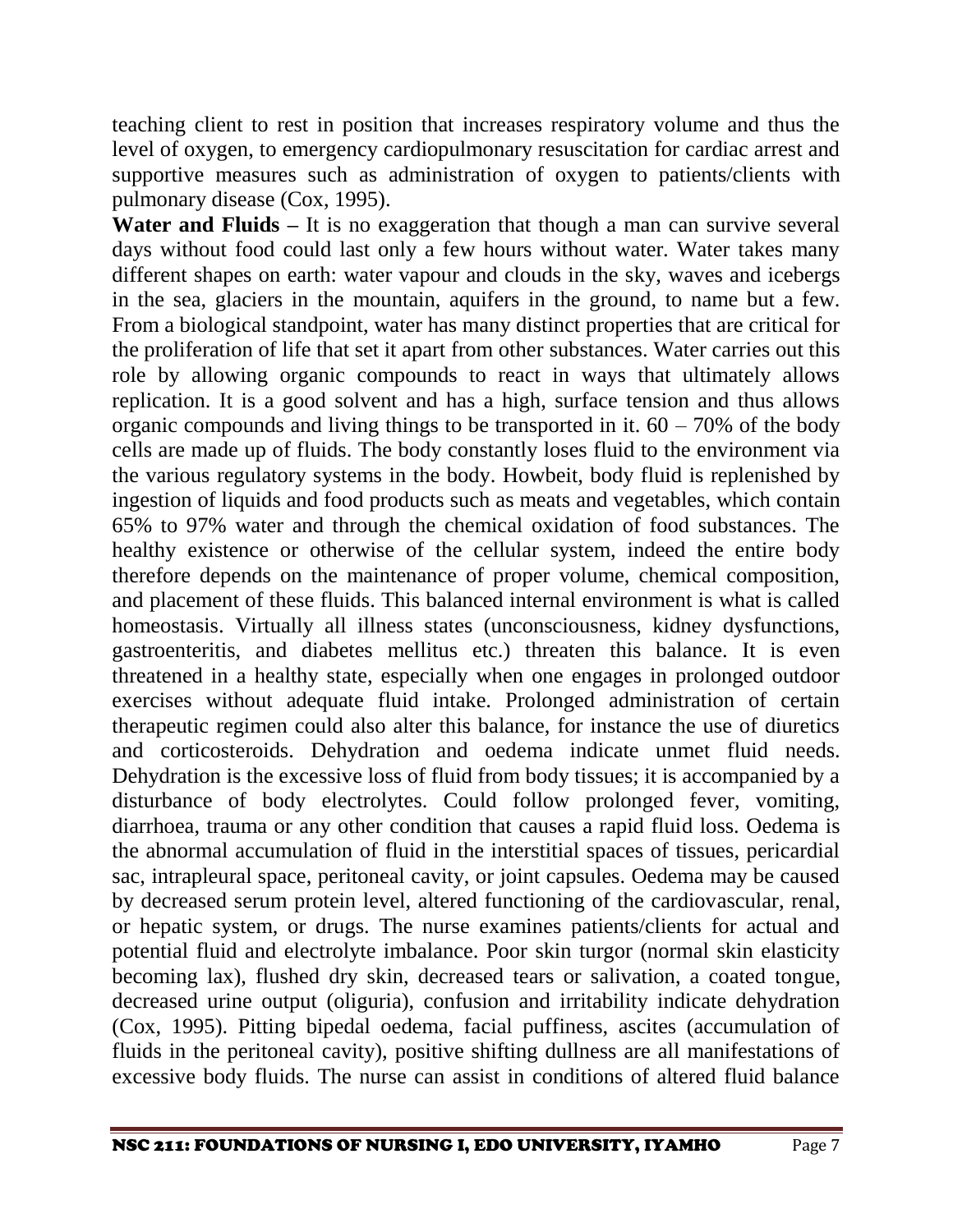teaching client to rest in position that increases respiratory volume and thus the level of oxygen, to emergency cardiopulmonary resuscitation for cardiac arrest and supportive measures such as administration of oxygen to patients/clients with pulmonary disease (Cox, 1995).

**Water and Fluids –** It is no exaggeration that though a man can survive several days without food could last only a few hours without water. Water takes many different shapes on earth: water vapour and clouds in the sky, waves and icebergs in the sea, glaciers in the mountain, aquifers in the ground, to name but a few. From a biological standpoint, water has many distinct properties that are critical for the proliferation of life that set it apart from other substances. Water carries out this role by allowing organic compounds to react in ways that ultimately allows replication. It is a good solvent and has a high, surface tension and thus allows organic compounds and living things to be transported in it. 60 – 70% of the body cells are made up of fluids. The body constantly loses fluid to the environment via the various regulatory systems in the body. Howbeit, body fluid is replenished by ingestion of liquids and food products such as meats and vegetables, which contain 65% to 97% water and through the chemical oxidation of food substances. The healthy existence or otherwise of the cellular system, indeed the entire body therefore depends on the maintenance of proper volume, chemical composition, and placement of these fluids. This balanced internal environment is what is called homeostasis. Virtually all illness states (unconsciousness, kidney dysfunctions, gastroenteritis, and diabetes mellitus etc.) threaten this balance. It is even threatened in a healthy state, especially when one engages in prolonged outdoor exercises without adequate fluid intake. Prolonged administration of certain therapeutic regimen could also alter this balance, for instance the use of diuretics and corticosteroids. Dehydration and oedema indicate unmet fluid needs. Dehydration is the excessive loss of fluid from body tissues; it is accompanied by a disturbance of body electrolytes. Could follow prolonged fever, vomiting, diarrhoea, trauma or any other condition that causes a rapid fluid loss. Oedema is the abnormal accumulation of fluid in the interstitial spaces of tissues, pericardial sac, intrapleural space, peritoneal cavity, or joint capsules. Oedema may be caused by decreased serum protein level, altered functioning of the cardiovascular, renal, or hepatic system, or drugs. The nurse examines patients/clients for actual and potential fluid and electrolyte imbalance. Poor skin turgor (normal skin elasticity becoming lax), flushed dry skin, decreased tears or salivation, a coated tongue, decreased urine output (oliguria), confusion and irritability indicate dehydration (Cox, 1995). Pitting bipedal oedema, facial puffiness, ascites (accumulation of fluids in the peritoneal cavity), positive shifting dullness are all manifestations of excessive body fluids. The nurse can assist in conditions of altered fluid balance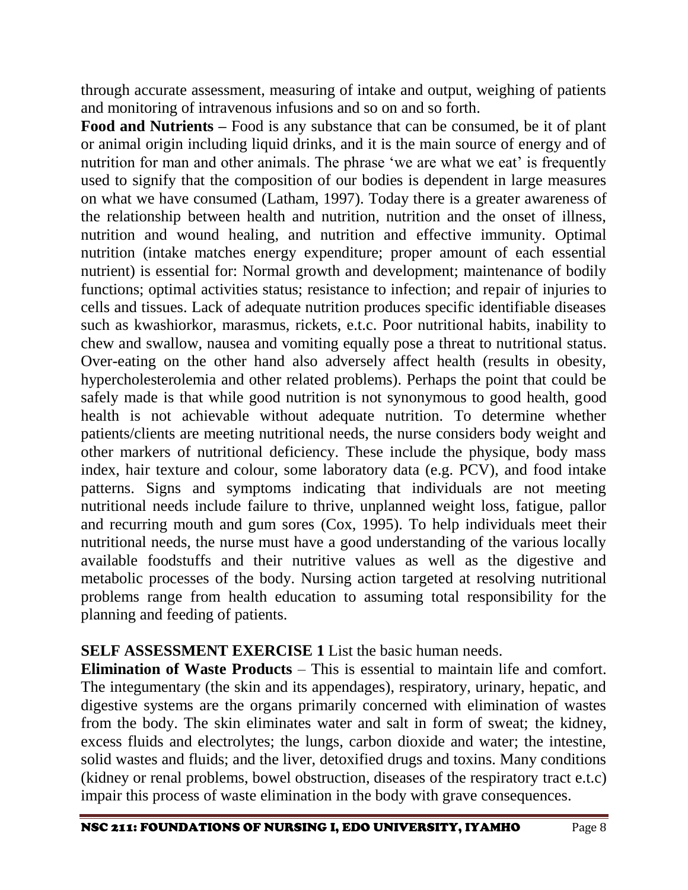through accurate assessment, measuring of intake and output, weighing of patients and monitoring of intravenous infusions and so on and so forth.

**Food and Nutrients –** Food is any substance that can be consumed, be it of plant or animal origin including liquid drinks, and it is the main source of energy and of nutrition for man and other animals. The phrase 'we are what we eat' is frequently used to signify that the composition of our bodies is dependent in large measures on what we have consumed (Latham, 1997). Today there is a greater awareness of the relationship between health and nutrition, nutrition and the onset of illness, nutrition and wound healing, and nutrition and effective immunity. Optimal nutrition (intake matches energy expenditure; proper amount of each essential nutrient) is essential for: Normal growth and development; maintenance of bodily functions; optimal activities status; resistance to infection; and repair of injuries to cells and tissues. Lack of adequate nutrition produces specific identifiable diseases such as kwashiorkor, marasmus, rickets, e.t.c. Poor nutritional habits, inability to chew and swallow, nausea and vomiting equally pose a threat to nutritional status. Over-eating on the other hand also adversely affect health (results in obesity, hypercholesterolemia and other related problems). Perhaps the point that could be safely made is that while good nutrition is not synonymous to good health, good health is not achievable without adequate nutrition. To determine whether patients/clients are meeting nutritional needs, the nurse considers body weight and other markers of nutritional deficiency. These include the physique, body mass index, hair texture and colour, some laboratory data (e.g. PCV), and food intake patterns. Signs and symptoms indicating that individuals are not meeting nutritional needs include failure to thrive, unplanned weight loss, fatigue, pallor and recurring mouth and gum sores (Cox, 1995). To help individuals meet their nutritional needs, the nurse must have a good understanding of the various locally available foodstuffs and their nutritive values as well as the digestive and metabolic processes of the body. Nursing action targeted at resolving nutritional problems range from health education to assuming total responsibility for the planning and feeding of patients.

**SELF ASSESSMENT EXERCISE 1** List the basic human needs.

**Elimination of Waste Products** – This is essential to maintain life and comfort. The integumentary (the skin and its appendages), respiratory, urinary, hepatic, and digestive systems are the organs primarily concerned with elimination of wastes from the body. The skin eliminates water and salt in form of sweat; the kidney, excess fluids and electrolytes; the lungs, carbon dioxide and water; the intestine, solid wastes and fluids; and the liver, detoxified drugs and toxins. Many conditions (kidney or renal problems, bowel obstruction, diseases of the respiratory tract e.t.c) impair this process of waste elimination in the body with grave consequences.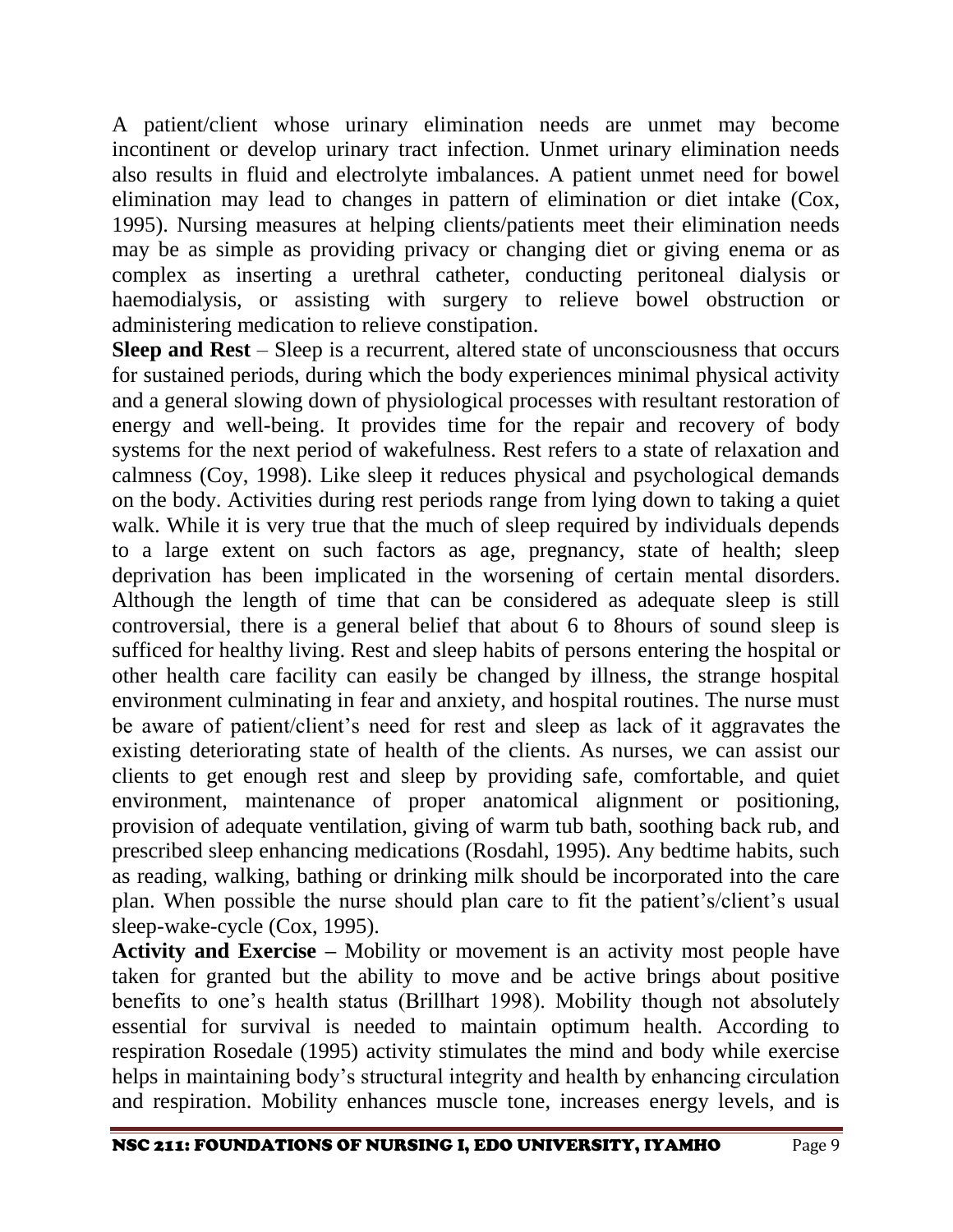A patient/client whose urinary elimination needs are unmet may become incontinent or develop urinary tract infection. Unmet urinary elimination needs also results in fluid and electrolyte imbalances. A patient unmet need for bowel elimination may lead to changes in pattern of elimination or diet intake (Cox, 1995). Nursing measures at helping clients/patients meet their elimination needs may be as simple as providing privacy or changing diet or giving enema or as complex as inserting a urethral catheter, conducting peritoneal dialysis or haemodialysis, or assisting with surgery to relieve bowel obstruction or administering medication to relieve constipation.

**Sleep and Rest** – Sleep is a recurrent, altered state of unconsciousness that occurs for sustained periods, during which the body experiences minimal physical activity and a general slowing down of physiological processes with resultant restoration of energy and well-being. It provides time for the repair and recovery of body systems for the next period of wakefulness. Rest refers to a state of relaxation and calmness (Coy, 1998). Like sleep it reduces physical and psychological demands on the body. Activities during rest periods range from lying down to taking a quiet walk. While it is very true that the much of sleep required by individuals depends to a large extent on such factors as age, pregnancy, state of health; sleep deprivation has been implicated in the worsening of certain mental disorders. Although the length of time that can be considered as adequate sleep is still controversial, there is a general belief that about 6 to 8hours of sound sleep is sufficed for healthy living. Rest and sleep habits of persons entering the hospital or other health care facility can easily be changed by illness, the strange hospital environment culminating in fear and anxiety, and hospital routines. The nurse must be aware of patient/client's need for rest and sleep as lack of it aggravates the existing deteriorating state of health of the clients. As nurses, we can assist our clients to get enough rest and sleep by providing safe, comfortable, and quiet environment, maintenance of proper anatomical alignment or positioning, provision of adequate ventilation, giving of warm tub bath, soothing back rub, and prescribed sleep enhancing medications (Rosdahl, 1995). Any bedtime habits, such as reading, walking, bathing or drinking milk should be incorporated into the care plan. When possible the nurse should plan care to fit the patient's/client's usual sleep-wake-cycle (Cox, 1995).

**Activity and Exercise –** Mobility or movement is an activity most people have taken for granted but the ability to move and be active brings about positive benefits to one's health status (Brillhart 1998). Mobility though not absolutely essential for survival is needed to maintain optimum health. According to respiration Rosedale (1995) activity stimulates the mind and body while exercise helps in maintaining body's structural integrity and health by enhancing circulation and respiration. Mobility enhances muscle tone, increases energy levels, and is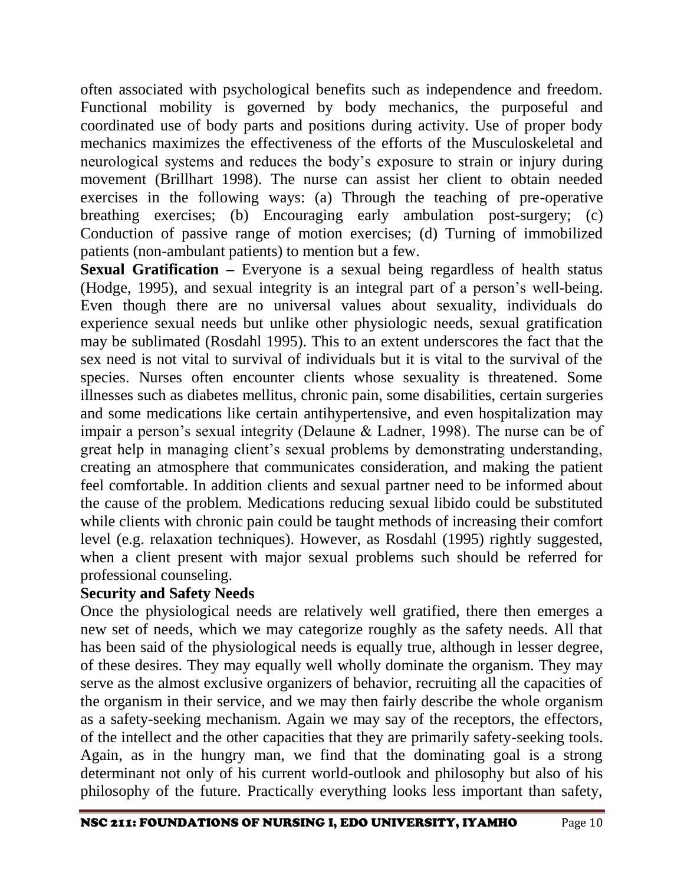often associated with psychological benefits such as independence and freedom. Functional mobility is governed by body mechanics, the purposeful and coordinated use of body parts and positions during activity. Use of proper body mechanics maximizes the effectiveness of the efforts of the Musculoskeletal and neurological systems and reduces the body's exposure to strain or injury during movement (Brillhart 1998). The nurse can assist her client to obtain needed exercises in the following ways: (a) Through the teaching of pre-operative breathing exercises; (b) Encouraging early ambulation post-surgery; (c) Conduction of passive range of motion exercises; (d) Turning of immobilized patients (non-ambulant patients) to mention but a few.

**Sexual Gratification –** Everyone is a sexual being regardless of health status (Hodge, 1995), and sexual integrity is an integral part of a person's well-being. Even though there are no universal values about sexuality, individuals do experience sexual needs but unlike other physiologic needs, sexual gratification may be sublimated (Rosdahl 1995). This to an extent underscores the fact that the sex need is not vital to survival of individuals but it is vital to the survival of the species. Nurses often encounter clients whose sexuality is threatened. Some illnesses such as diabetes mellitus, chronic pain, some disabilities, certain surgeries and some medications like certain antihypertensive, and even hospitalization may impair a person's sexual integrity (Delaune & Ladner, 1998). The nurse can be of great help in managing client's sexual problems by demonstrating understanding, creating an atmosphere that communicates consideration, and making the patient feel comfortable. In addition clients and sexual partner need to be informed about the cause of the problem. Medications reducing sexual libido could be substituted while clients with chronic pain could be taught methods of increasing their comfort level (e.g. relaxation techniques). However, as Rosdahl (1995) rightly suggested, when a client present with major sexual problems such should be referred for professional counseling.

**Security and Safety Needs**

Once the physiological needs are relatively well gratified, there then emerges a new set of needs, which we may categorize roughly as the safety needs. All that has been said of the physiological needs is equally true, although in lesser degree, of these desires. They may equally well wholly dominate the organism. They may serve as the almost exclusive organizers of behavior, recruiting all the capacities of the organism in their service, and we may then fairly describe the whole organism as a safety-seeking mechanism. Again we may say of the receptors, the effectors, of the intellect and the other capacities that they are primarily safety-seeking tools. Again, as in the hungry man, we find that the dominating goal is a strong determinant not only of his current world-outlook and philosophy but also of his philosophy of the future. Practically everything looks less important than safety,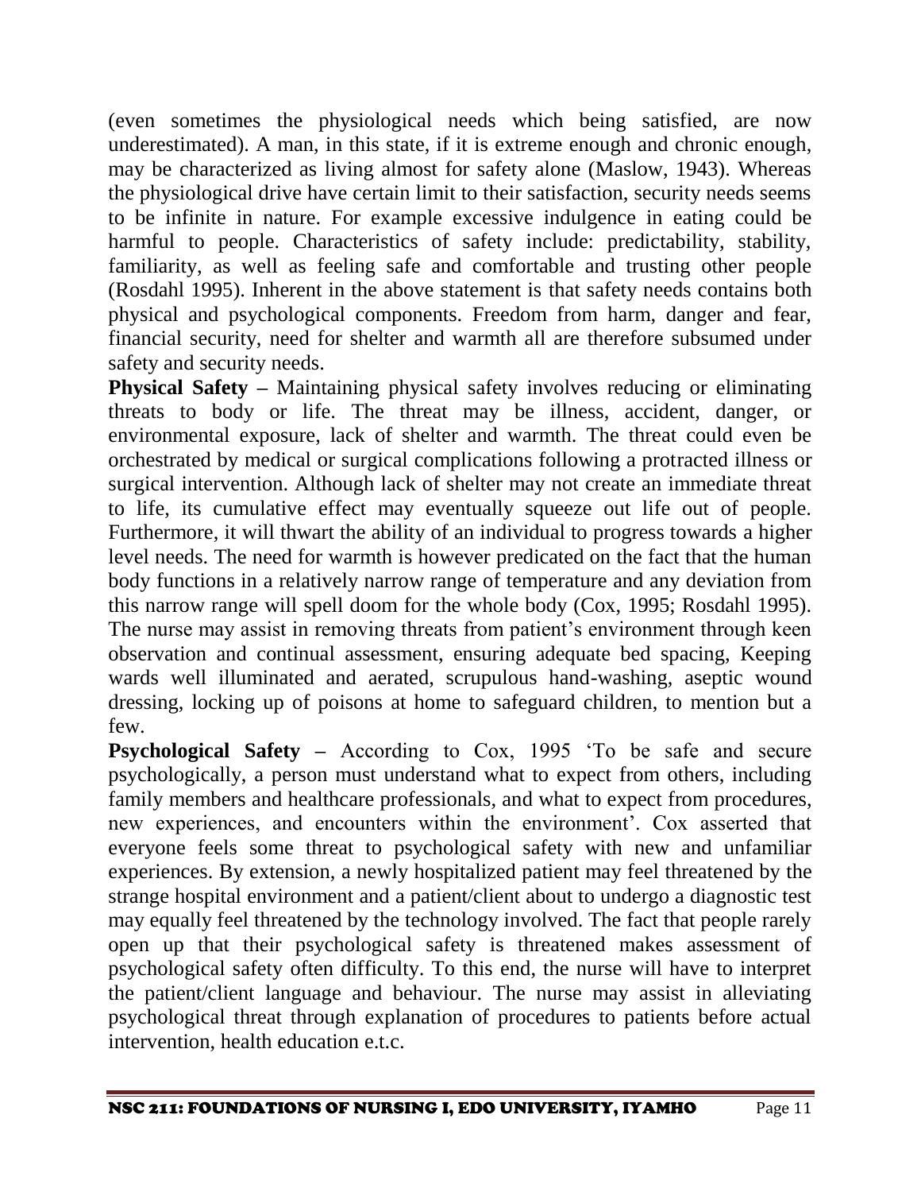(even sometimes the physiological needs which being satisfied, are now underestimated). A man, in this state, if it is extreme enough and chronic enough, may be characterized as living almost for safety alone (Maslow, 1943). Whereas the physiological drive have certain limit to their satisfaction, security needs seems to be infinite in nature. For example excessive indulgence in eating could be harmful to people. Characteristics of safety include: predictability, stability, familiarity, as well as feeling safe and comfortable and trusting other people (Rosdahl 1995). Inherent in the above statement is that safety needs contains both physical and psychological components. Freedom from harm, danger and fear, financial security, need for shelter and warmth all are therefore subsumed under safety and security needs.

**Physical Safety –** Maintaining physical safety involves reducing or eliminating threats to body or life. The threat may be illness, accident, danger, or environmental exposure, lack of shelter and warmth. The threat could even be orchestrated by medical or surgical complications following a protracted illness or surgical intervention. Although lack of shelter may not create an immediate threat to life, its cumulative effect may eventually squeeze out life out of people. Furthermore, it will thwart the ability of an individual to progress towards a higher level needs. The need for warmth is however predicated on the fact that the human body functions in a relatively narrow range of temperature and any deviation from this narrow range will spell doom for the whole body (Cox, 1995; Rosdahl 1995). The nurse may assist in removing threats from patient's environment through keen observation and continual assessment, ensuring adequate bed spacing, Keeping wards well illuminated and aerated, scrupulous hand-washing, aseptic wound dressing, locking up of poisons at home to safeguard children, to mention but a few.

**Psychological Safety –** According to Cox, 1995 'To be safe and secure psychologically, a person must understand what to expect from others, including family members and healthcare professionals, and what to expect from procedures, new experiences, and encounters within the environment'. Cox asserted that everyone feels some threat to psychological safety with new and unfamiliar experiences. By extension, a newly hospitalized patient may feel threatened by the strange hospital environment and a patient/client about to undergo a diagnostic test may equally feel threatened by the technology involved. The fact that people rarely open up that their psychological safety is threatened makes assessment of psychological safety often difficulty. To this end, the nurse will have to interpret the patient/client language and behaviour. The nurse may assist in alleviating psychological threat through explanation of procedures to patients before actual intervention, health education e.t.c.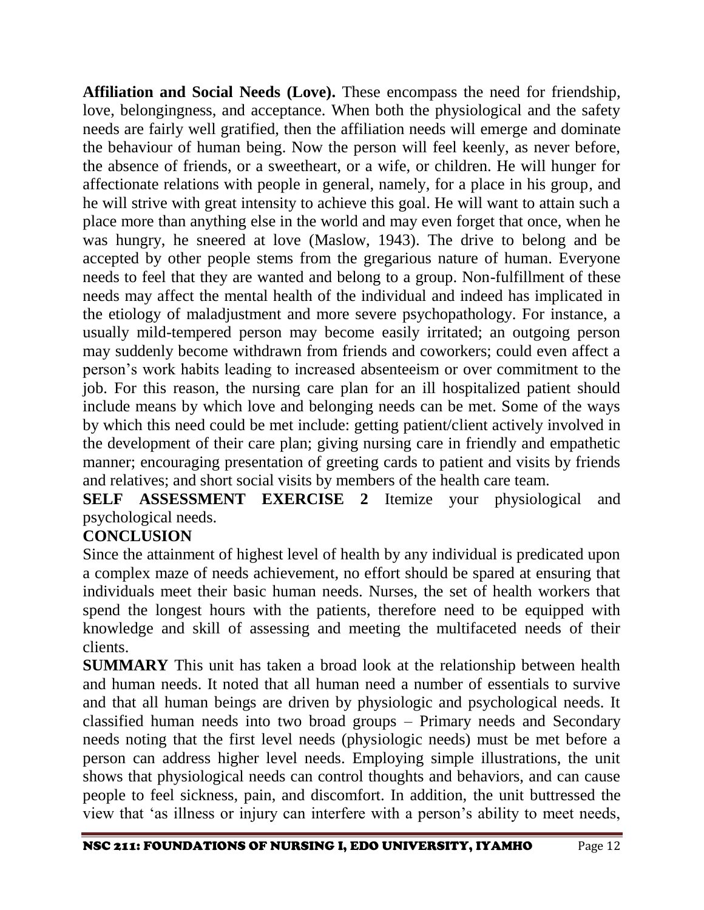**Affiliation and Social Needs (Love).** These encompass the need for friendship, love, belongingness, and acceptance. When both the physiological and the safety needs are fairly well gratified, then the affiliation needs will emerge and dominate the behaviour of human being. Now the person will feel keenly, as never before, the absence of friends, or a sweetheart, or a wife, or children. He will hunger for affectionate relations with people in general, namely, for a place in his group, and he will strive with great intensity to achieve this goal. He will want to attain such a place more than anything else in the world and may even forget that once, when he was hungry, he sneered at love (Maslow, 1943). The drive to belong and be accepted by other people stems from the gregarious nature of human. Everyone needs to feel that they are wanted and belong to a group. Non-fulfillment of these needs may affect the mental health of the individual and indeed has implicated in the etiology of maladjustment and more severe psychopathology. For instance, a usually mild-tempered person may become easily irritated; an outgoing person may suddenly become withdrawn from friends and coworkers; could even affect a person's work habits leading to increased absenteeism or over commitment to the job. For this reason, the nursing care plan for an ill hospitalized patient should include means by which love and belonging needs can be met. Some of the ways by which this need could be met include: getting patient/client actively involved in the development of their care plan; giving nursing care in friendly and empathetic manner; encouraging presentation of greeting cards to patient and visits by friends and relatives; and short social visits by members of the health care team.

**SELF ASSESSMENT EXERCISE 2** Itemize your physiological and psychological needs.

## CONCLUSION

Since the attainment of highest level of health by any individual is predicated upon a complex maze of needs achievement, no effort should be spared at ensuring that individuals meet their basic human needs. Nurses, the set of health workers that spend the longest hours with the patients, therefore need to be equipped with knowledge and skill of assessing and meeting the multifaceted needs of their clients.

**SUMMARY** This unit has taken a broad look at the relationship between health and human needs. It noted that all human need a number of essentials to survive and that all human beings are driven by physiologic and psychological needs. It classified human needs into two broad groups – Primary needs and Secondary needs noting that the first level needs (physiologic needs) must be met before a person can address higher level needs. Employing simple illustrations, the unit shows that physiological needs can control thoughts and behaviors, and can cause people to feel sickness, pain, and discomfort. In addition, the unit buttressed the view that 'as illness or injury can interfere with a person's ability to meet needs,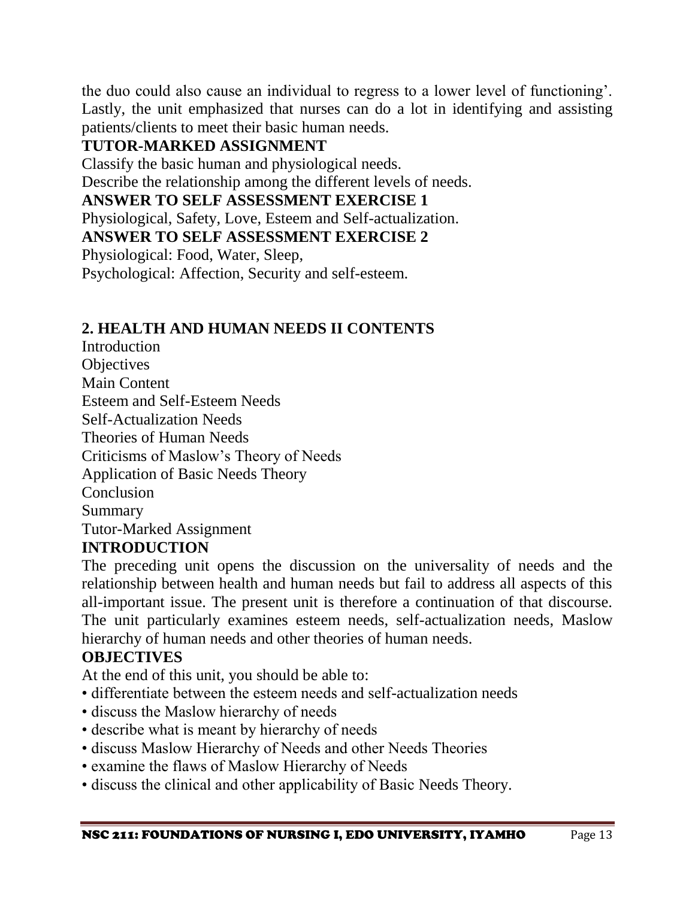the duo could also cause an individual to regress to a lower level of functioning'. Lastly, the unit emphasized that nurses can do a lot in identifying and assisting patients/clients to meet their basic human needs.

**TUTOR-MARKED ASSIGNMENT**

Classify the basic human and physiological needs.

Describe the relationship among the different levels of needs.

**ANSWER TO SELF ASSESSMENT EXERCISE 1**

Physiological, Safety, Love, Esteem and Self-actualization.

**ANSWER TO SELF ASSESSMENT EXERCISE 2**

Physiological: Food, Water, Sleep,

Psychological: Affection, Security and self-esteem.

## 2. HEALTH AND HUMAN NEEDS II CONTENTS

Introduction

Objectives

Main Content

Esteem and Self-Esteem Needs

Self-Actualization Needs

Theories of Human Needs

Criticisms of Maslow's Theory of Needs

Application of Basic Needs Theory

Conclusion

Summary

Tutor-Marked Assignment

### INTRODUCTION

The preceding unit opens the discussion on the universality of needs and the relationship between health and human needs but fail to address all aspects of this all-important issue. The present unit is therefore a continuation of that discourse. The unit particularly examines esteem needs, self-actualization needs, Maslow hierarchy of human needs and other theories of human needs.

### OBJECTIVES

At the end of this unit, you should be able to:

- differentiate between the esteem needs and self-actualization needs
- discuss the Maslow hierarchy of needs
- describe what is meant by hierarchy of needs
- discuss Maslow Hierarchy of Needs and other Needs Theories
- examine the flaws of Maslow Hierarchy of Needs
- discuss the clinical and other applicability of Basic Needs Theory.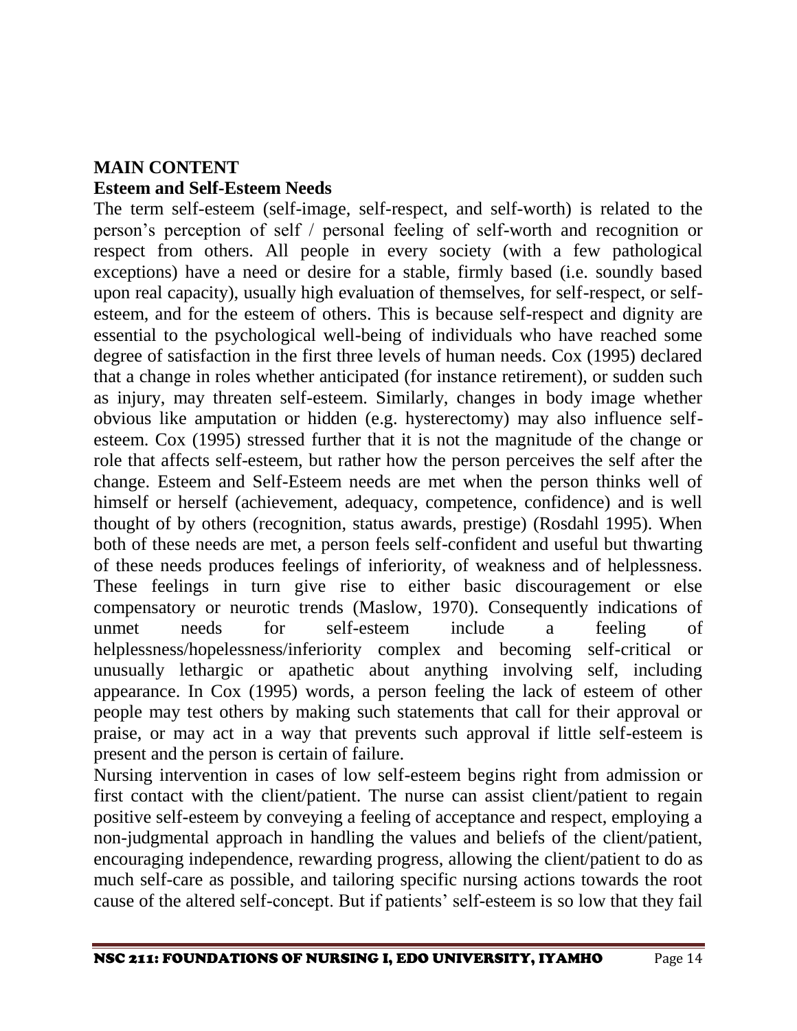## MAIN CONTENT

### Esteem and Self-Esteem Needs

The term self-esteem (self-image, self-respect, and self-worth) is related to the person's perception of self / personal feeling of self-worth and recognition or respect from others. All people in every society (with a few pathological exceptions) have a need or desire for a stable, firmly based (i.e. soundly based upon real capacity), usually high evaluation of themselves, for self-respect, or self-esteem, and for the esteem of others. This is because self-respect and dignity are essential to the psychological well-being of individuals who have reached some degree of satisfaction in the first three levels of human needs. Cox (1995) declared that a change in roles whether anticipated (for instance retirement), or sudden such as injury, may threaten self-esteem. Similarly, changes in body image whether obvious like amputation or hidden (e.g. hysterectomy) may also influence self-esteem. Cox (1995) stressed further that it is not the magnitude of the change or role that affects self-esteem, but rather how the person perceives the self after the change. Esteem and Self-Esteem needs are met when the person thinks well of himself or herself (achievement, adequacy, competence, confidence) and is well thought of by others (recognition, status awards, prestige) (Rosdahl 1995). When both of these needs are met, a person feels self-confident and useful but thwarting of these needs produces feelings of inferiority, of weakness and of helplessness. These feelings in turn give rise to either basic discouragement or else compensatory or neurotic trends (Maslow, 1970). Consequently indications of unmet needs for self-esteem include a feeling of helplessness/hopelessness/inferiority complex and becoming self-critical or unusually lethargic or apathetic about anything involving self, including appearance. In Cox (1995) words, a person feeling the lack of esteem of other people may test others by making such statements that call for their approval or praise, or may act in a way that prevents such approval if little self-esteem is present and the person is certain of failure.

Nursing intervention in cases of low self-esteem begins right from admission or first contact with the client/patient. The nurse can assist client/patient to regain positive self-esteem by conveying a feeling of acceptance and respect, employing a non-judgmental approach in handling the values and beliefs of the client/patient, encouraging independence, rewarding progress, allowing the client/patient to do as much self-care as possible, and tailoring specific nursing actions towards the root cause of the altered self-concept. But if patients' self-esteem is so low that they fail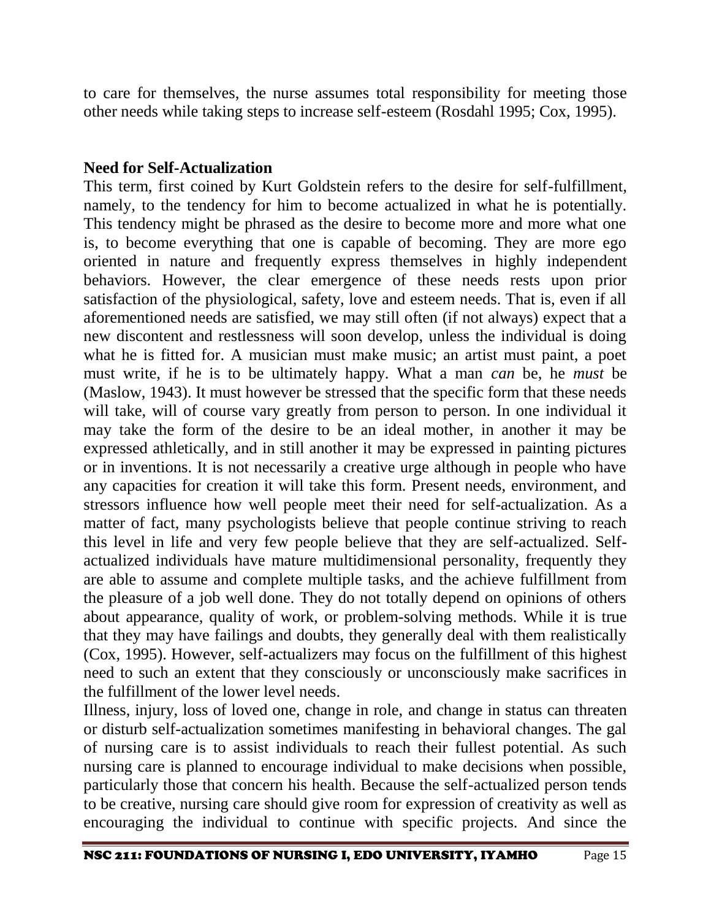to care for themselves, the nurse assumes total responsibility for meeting those other needs while taking steps to increase self-esteem (Rosdahl 1995; Cox, 1995).

**Need for Self-Actualization**

This term, first coined by Kurt Goldstein refers to the desire for self-fulfillment, namely, to the tendency for him to become actualized in what he is potentially. This tendency might be phrased as the desire to become more and more what one is, to become everything that one is capable of becoming. They are more ego oriented in nature and frequently express themselves in highly independent behaviors. However, the clear emergence of these needs rests upon prior satisfaction of the physiological, safety, love and esteem needs. That is, even if all aforementioned needs are satisfied, we may still often (if not always) expect that a new discontent and restlessness will soon develop, unless the individual is doing what he is fitted for. A musician must make music; an artist must paint, a poet must write, if he is to be ultimately happy. What a man *can* be, he *must* be (Maslow, 1943). It must however be stressed that the specific form that these needs will take, will of course vary greatly from person to person. In one individual it may take the form of the desire to be an ideal mother, in another it may be expressed athletically, and in still another it may be expressed in painting pictures or in inventions. It is not necessarily a creative urge although in people who have any capacities for creation it will take this form. Present needs, environment, and stressors influence how well people meet their need for self-actualization. As a matter of fact, many psychologists believe that people continue striving to reach this level in life and very few people believe that they are self-actualized. Self-actualized individuals have mature multidimensional personality, frequently they are able to assume and complete multiple tasks, and the achieve fulfillment from the pleasure of a job well done. They do not totally depend on opinions of others about appearance, quality of work, or problem-solving methods. While it is true that they may have failings and doubts, they generally deal with them realistically (Cox, 1995). However, self-actualizers may focus on the fulfillment of this highest need to such an extent that they consciously or unconsciously make sacrifices in the fulfillment of the lower level needs.

Illness, injury, loss of loved one, change in role, and change in status can threaten or disturb self-actualization sometimes manifesting in behavioral changes. The gal of nursing care is to assist individuals to reach their fullest potential. As such nursing care is planned to encourage individual to make decisions when possible, particularly those that concern his health. Because the self-actualized person tends to be creative, nursing care should give room for expression of creativity as well as encouraging the individual to continue with specific projects. And since the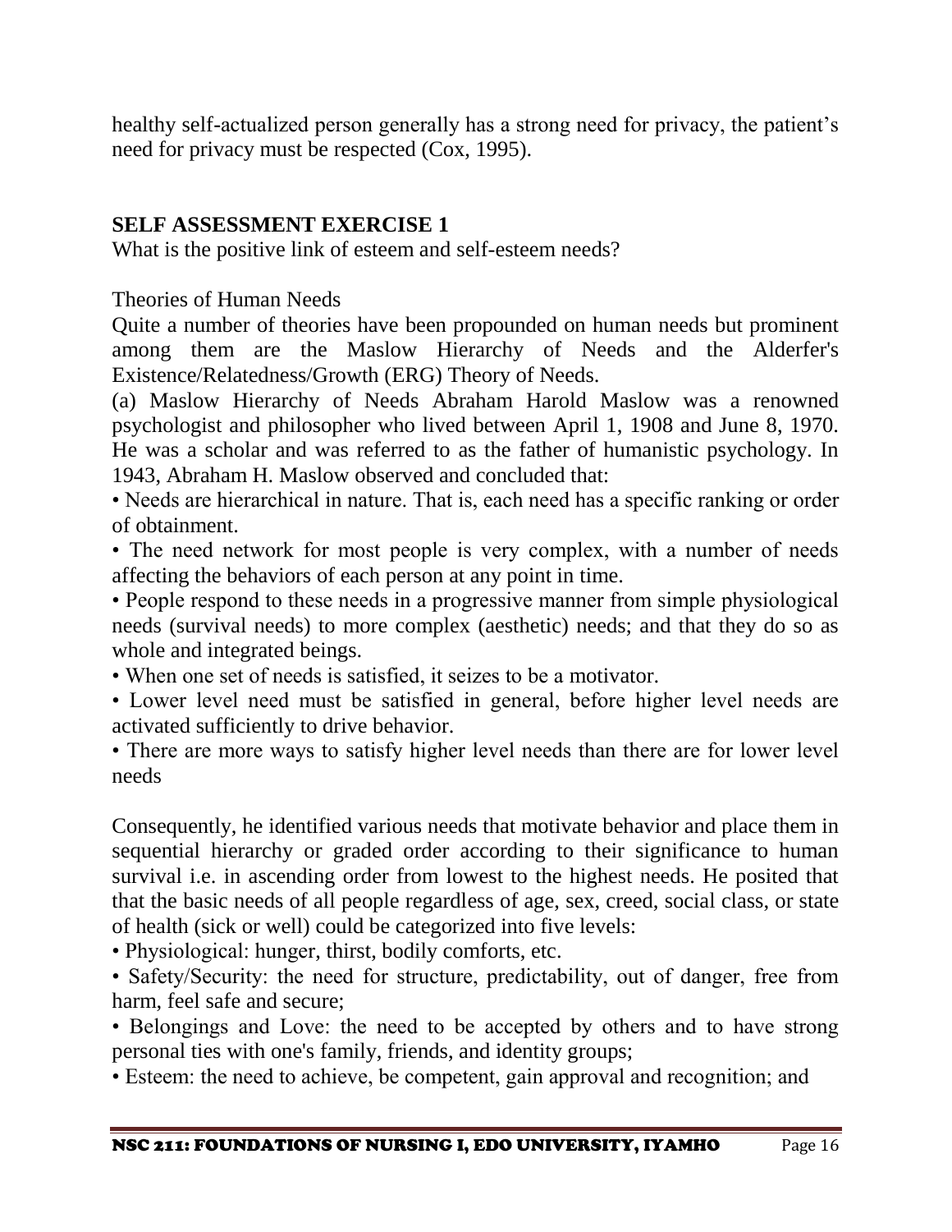healthy self-actualized person generally has a strong need for privacy, the patient's need for privacy must be respected (Cox, 1995).

## SELF ASSESSMENT EXERCISE 1

What is the positive link of esteem and self-esteem needs?

Theories of Human Needs

Quite a number of theories have been propounded on human needs but prominent among them are the Maslow Hierarchy of Needs and the Alderfer's Existence/Relatedness/Growth (ERG) Theory of Needs.

(a) Maslow Hierarchy of Needs Abraham Harold Maslow was a renowned psychologist and philosopher who lived between April 1, 1908 and June 8, 1970. He was a scholar and was referred to as the father of humanistic psychology. In 1943, Abraham H. Maslow observed and concluded that:

- Needs are hierarchical in nature. That is, each need has a specific ranking or order of obtainment.
- The need network for most people is very complex, with a number of needs affecting the behaviors of each person at any point in time.
- People respond to these needs in a progressive manner from simple physiological needs (survival needs) to more complex (aesthetic) needs; and that they do so as whole and integrated beings.
- When one set of needs is satisfied, it seizes to be a motivator.
- Lower level need must be satisfied in general, before higher level needs are activated sufficiently to drive behavior.
- There are more ways to satisfy higher level needs than there are for lower level needs

Consequently, he identified various needs that motivate behavior and place them in sequential hierarchy or graded order according to their significance to human survival i.e. in ascending order from lowest to the highest needs. He posited that that the basic needs of all people regardless of age, sex, creed, social class, or state of health (sick or well) could be categorized into five levels:

- Physiological: hunger, thirst, bodily comforts, etc.
- Safety/Security: the need for structure, predictability, out of danger, free from harm, feel safe and secure;
- Belongings and Love: the need to be accepted by others and to have strong personal ties with one's family, friends, and identity groups;
- Esteem: the need to achieve, be competent, gain approval and recognition; and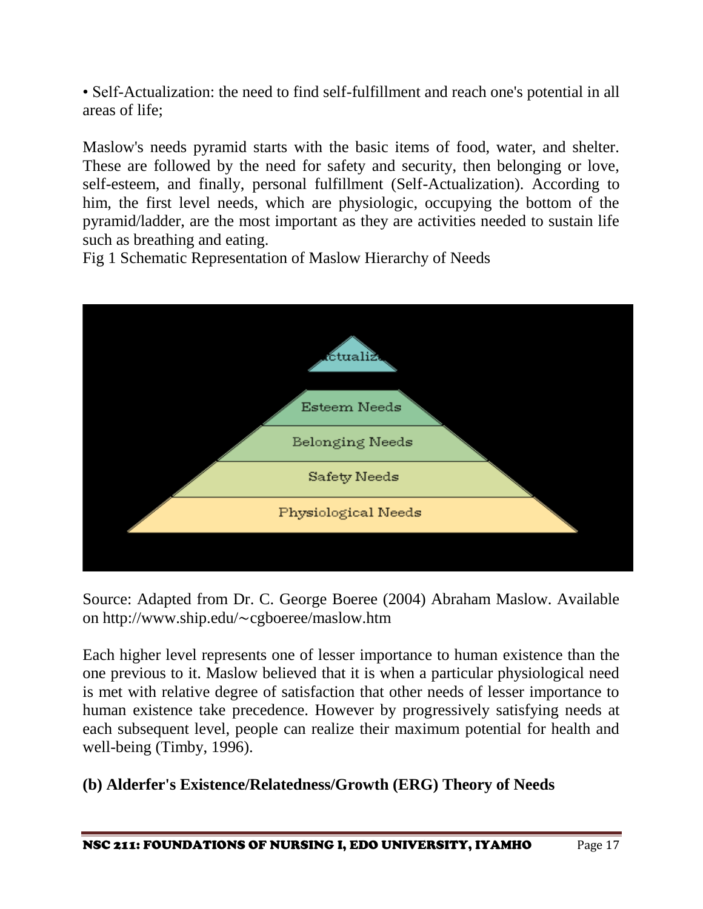• Self-Actualization: the need to find self-fulfillment and reach one's potential in all areas of life;

Maslow's needs pyramid starts with the basic items of food, water, and shelter. These are followed by the need for safety and security, then belonging or love, self-esteem, and finally, personal fulfillment (Self-Actualization). According to him, the first level needs, which are physiologic, occupying the bottom of the pyramid/ladder, are the most important as they are activities needed to sustain life such as breathing and eating.

Fig 1 Schematic Representation of Maslow Hierarchy of Needs

Source: Adapted from Dr. C. George Boeree (2004) Abraham Maslow. Available on http://www.ship.edu/∼cgboeree/maslow.htm

Each higher level represents one of lesser importance to human existence than the one previous to it. Maslow believed that it is when a particular physiological need is met with relative degree of satisfaction that other needs of lesser importance to human existence take precedence. However by progressively satisfying needs at each subsequent level, people can realize their maximum potential for health and well-being (Timby, 1996).

**(b) Alderfer's Existence/Relatedness/Growth (ERG) Theory of Needs**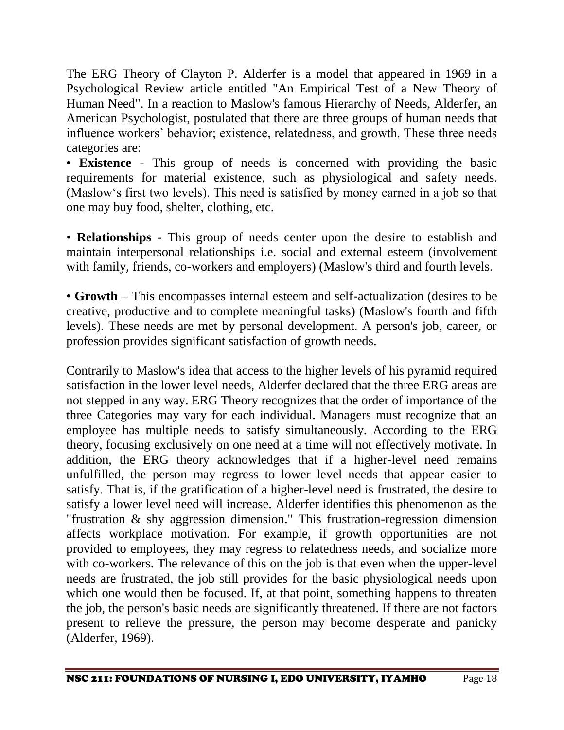The ERG Theory of Clayton P. Alderfer is a model that appeared in 1969 in a Psychological Review article entitled "An Empirical Test of a New Theory of Human Need". In a reaction to Maslow's famous Hierarchy of Needs, Alderfer, an American Psychologist, postulated that there are three groups of human needs that influence workers' behavior; existence, relatedness, and growth. These three needs categories are:

• **Existence** - This group of needs is concerned with providing the basic requirements for material existence, such as physiological and safety needs. (Maslow�the first two levels). This need is satisfied by money earned in a job so that one may buy food, shelter, clothing, etc.

• **Relationships** - This group of needs center upon the desire to establish and maintain interpersonal relationships i.e. social and external esteem (involvement with family, friends, co-workers and employers) (Maslow's third and fourth levels.

• **Growth** – This encompasses internal esteem and self-actualization (desires to be creative, productive and to complete meaningful tasks) (Maslow's fourth and fifth levels). These needs are met by personal development. A person's job, career, or profession provides significant satisfaction of growth needs.

Contrarily to Maslow's idea that access to the higher levels of his pyramid required satisfaction in the lower level needs, Alderfer declared that the three ERG areas are not stepped in any way. ERG Theory recognizes that the order of importance of the three Categories may vary for each individual. Managers must recognize that an employee has multiple needs to satisfy simultaneously. According to the ERG theory, focusing exclusively on one need at a time will not effectively motivate. In addition, the ERG theory acknowledges that if a higher-level need remains unfulfilled, the person may regress to lower level needs that appear easier to satisfy. That is, if the gratification of a higher-level need is frustrated, the desire to satisfy a lower level need will increase. Alderfer identifies this phenomenon as the "frustration & shy aggression dimension." This frustration-regression dimension affects workplace motivation. For example, if growth opportunities are not provided to employees, they may regress to relatedness needs, and socialize more with co-workers. The relevance of this on the job is that even when the upper-level needs are frustrated, the job still provides for the basic physiological needs upon which one would then be focused. If, at that point, something happens to threaten the job, the person's basic needs are significantly threatened. If there are not factors present to relieve the pressure, the person may become desperate and panicky (Alderfer, 1969).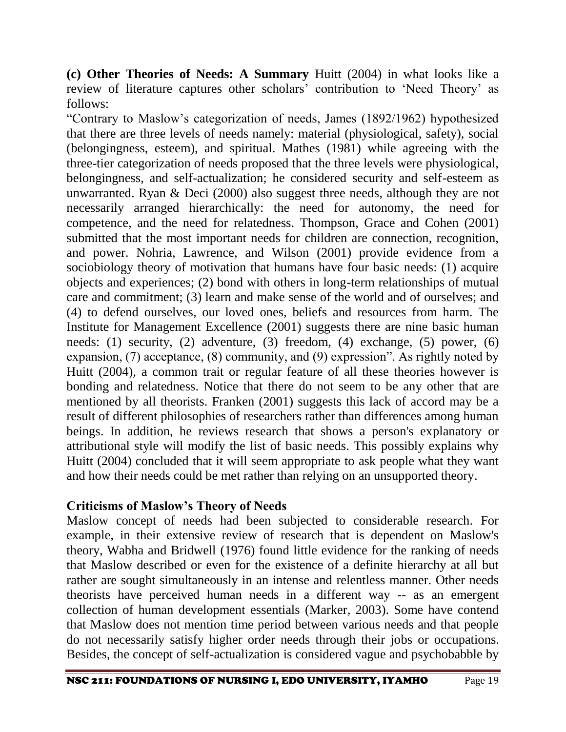**(c) Other Theories of Needs: A Summary** Huitt (2004) in what looks like a review of literature captures other scholars' contribution to 'Need Theory' as follows:

"Contrary to Maslow's categorization of needs, James (1892/1962) hypothesized that there are three levels of needs namely: material (physiological, safety), social (belongingness, esteem), and spiritual. Mathes (1981) while agreeing with the three-tier categorization of needs proposed that the three levels were physiological, belongingness, and self-actualization; he considered security and self-esteem as unwarranted. Ryan & Deci (2000) also suggest three needs, although they are not necessarily arranged hierarchically: the need for autonomy, the need for competence, and the need for relatedness. Thompson, Grace and Cohen (2001) submitted that the most important needs for children are connection, recognition, and power. Nohria, Lawrence, and Wilson (2001) provide evidence from a sociobiology theory of motivation that humans have four basic needs: (1) acquire objects and experiences; (2) bond with others in long-term relationships of mutual care and commitment; (3) learn and make sense of the world and of ourselves; and (4) to defend ourselves, our loved ones, beliefs and resources from harm. The Institute for Management Excellence (2001) suggests there are nine basic human needs: (1) security, (2) adventure, (3) freedom, (4) exchange, (5) power, (6) expansion, (7) acceptance, (8) community, and (9) expression". As rightly noted by Huitt (2004), a common trait or regular feature of all these theories however is bonding and relatedness. Notice that there do not seem to be any other that are mentioned by all theorists. Franken (2001) suggests this lack of accord may be a result of different philosophies of researchers rather than differences among human beings. In addition, he reviews research that shows a person's explanatory or attributional style will modify the list of basic needs. This possibly explains why Huitt (2004) concluded that it will seem appropriate to ask people what they want and how their needs could be met rather than relying on an unsupported theory.

**Criticisms of Maslow's Theory of Needs**

Maslow concept of needs had been subjected to considerable research. For example, in their extensive review of research that is dependent on Maslow's theory, Wabha and Bridwell (1976) found little evidence for the ranking of needs that Maslow described or even for the existence of a definite hierarchy at all but rather are sought simultaneously in an intense and relentless manner. Other needs theorists have perceived human needs in a different way -- as an emergent collection of human development essentials (Marker, 2003). Some have contend that Maslow does not mention time period between various needs and that people do not necessarily satisfy higher order needs through their jobs or occupations. Besides, the concept of self-actualization is considered vague and psychobabble by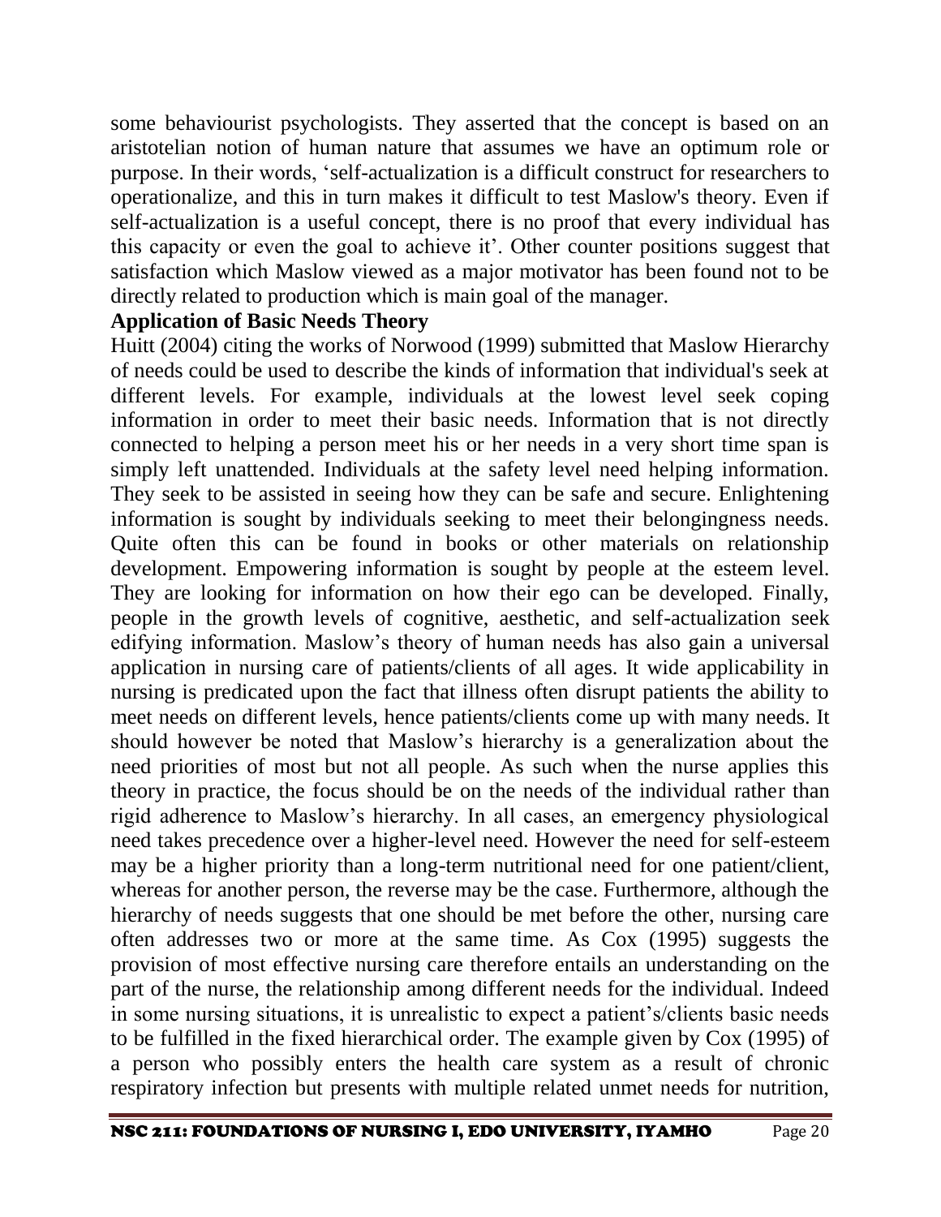some behaviourist psychologists. They asserted that the concept is based on an aristotelian notion of human nature that assumes we have an optimum role or purpose. In their words, 'self-actualization is a difficult construct for researchers to operationalize, and this in turn makes it difficult to test Maslow's theory. Even if self-actualization is a useful concept, there is no proof that every individual has this capacity or even the goal to achieve it'. Other counter positions suggest that satisfaction which Maslow viewed as a major motivator has been found not to be directly related to production which is main goal of the manager.

**Application of Basic Needs Theory**

Huitt (2004) citing the works of Norwood (1999) submitted that Maslow Hierarchy of needs could be used to describe the kinds of information that individual's seek at different levels. For example, individuals at the lowest level seek coping information in order to meet their basic needs. Information that is not directly connected to helping a person meet his or her needs in a very short time span is simply left unattended. Individuals at the safety level need helping information. They seek to be assisted in seeing how they can be safe and secure. Enlightening information is sought by individuals seeking to meet their belongingness needs. Quite often this can be found in books or other materials on relationship development. Empowering information is sought by people at the esteem level. They are looking for information on how their ego can be developed. Finally, people in the growth levels of cognitive, aesthetic, and self-actualization seek edifying information. Maslow's theory of human needs has also gain a universal application in nursing care of patients/clients of all ages. It wide applicability in nursing is predicated upon the fact that illness often disrupt patients the ability to meet needs on different levels, hence patients/clients come up with many needs. It should however be noted that Maslow's hierarchy is a generalization about the need priorities of most but not all people. As such when the nurse applies this theory in practice, the focus should be on the needs of the individual rather than rigid adherence to Maslow's hierarchy. In all cases, an emergency physiological need takes precedence over a higher-level need. However the need for self-esteem may be a higher priority than a long-term nutritional need for one patient/client, whereas for another person, the reverse may be the case. Furthermore, although the hierarchy of needs suggests that one should be met before the other, nursing care often addresses two or more at the same time. As Cox (1995) suggests the provision of most effective nursing care therefore entails an understanding on the part of the nurse, the relationship among different needs for the individual. Indeed in some nursing situations, it is unrealistic to expect a patient's/clients basic needs to be fulfilled in the fixed hierarchical order. The example given by Cox (1995) of a person who possibly enters the health care system as a result of chronic respiratory infection but presents with multiple related unmet needs for nutrition,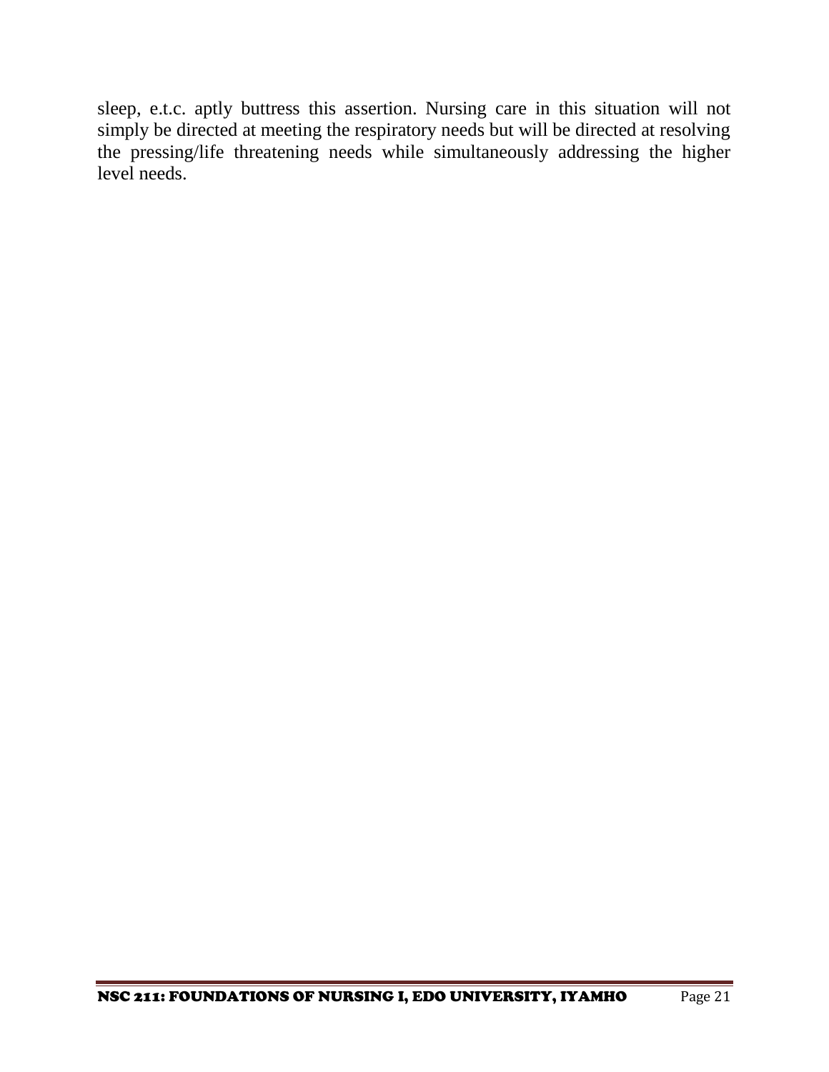sleep, e.t.c. aptly buttress this assertion. Nursing care in this situation will not simply be directed at meeting the respiratory needs but will be directed at resolving the pressing/life threatening needs while simultaneously addressing the higher level needs.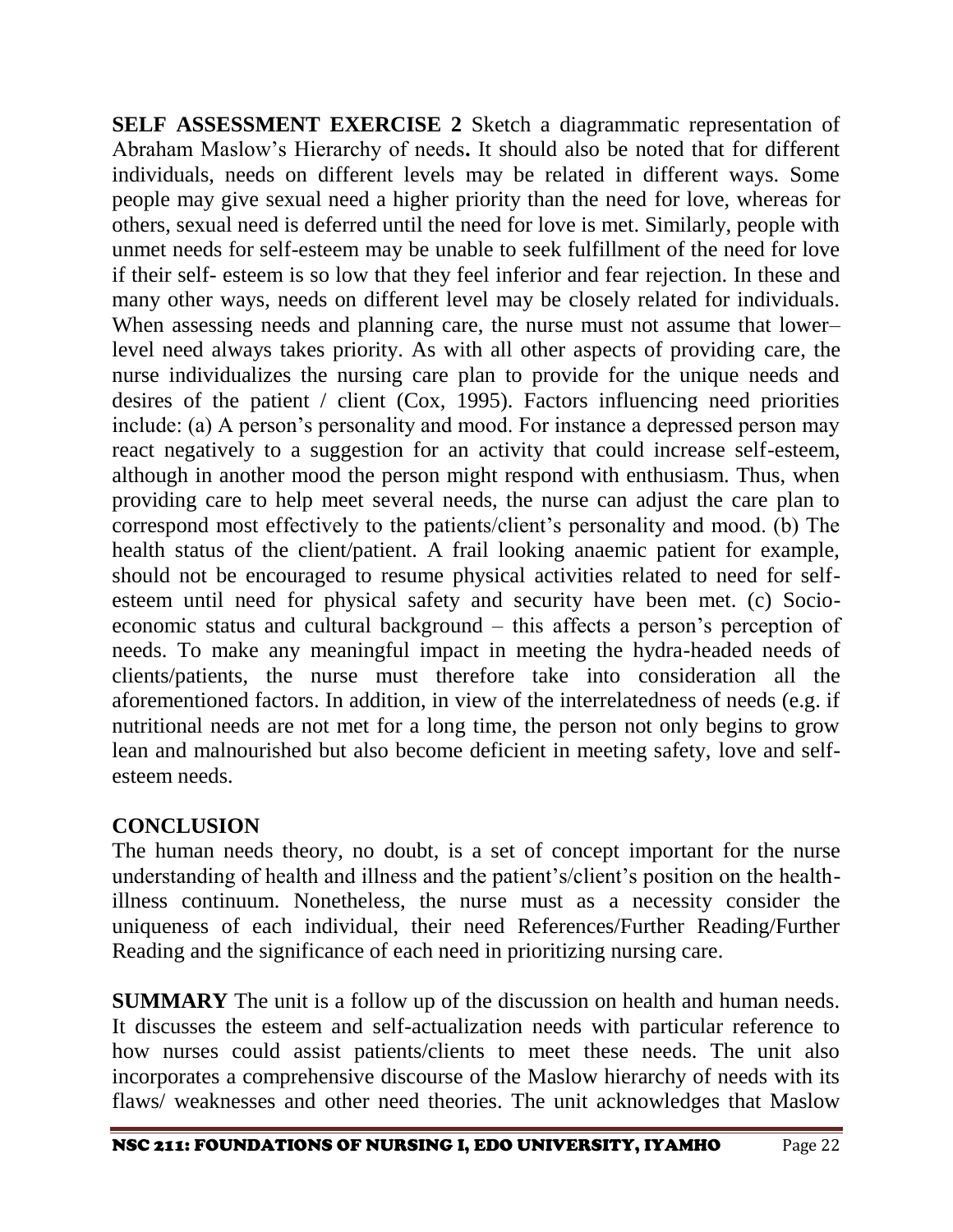**SELF ASSESSMENT EXERCISE 2** Sketch a diagrammatic representation of Abraham Maslow's Hierarchy of needs**.** It should also be noted that for different individuals, needs on different levels may be related in different ways. Some people may give sexual need a higher priority than the need for love, whereas for others, sexual need is deferred until the need for love is met. Similarly, people with unmet needs for self-esteem may be unable to seek fulfillment of the need for love if their self- esteem is so low that they feel inferior and fear rejection. In these and many other ways, needs on different level may be closely related for individuals. When assessing needs and planning care, the nurse must not assume that lower–level need always takes priority. As with all other aspects of providing care, the nurse individualizes the nursing care plan to provide for the unique needs and desires of the patient / client (Cox, 1995). Factors influencing need priorities include: (a) A person's personality and mood. For instance a depressed person may react negatively to a suggestion for an activity that could increase self-esteem, although in another mood the person might respond with enthusiasm. Thus, when providing care to help meet several needs, the nurse can adjust the care plan to correspond most effectively to the patients/client's personality and mood. (b) The health status of the client/patient. A frail looking anaemic patient for example, should not be encouraged to resume physical activities related to need for self-esteem until need for physical safety and security have been met. (c) Socio-economic status and cultural background – this affects a person's perception of needs. To make any meaningful impact in meeting the hydra-headed needs of clients/patients, the nurse must therefore take into consideration all the aforementioned factors. In addition, in view of the interrelatedness of needs (e.g. if nutritional needs are not met for a long time, the person not only begins to grow lean and malnourished but also become deficient in meeting safety, love and self-esteem needs.

## CONCLUSION

The human needs theory, no doubt, is a set of concept important for the nurse understanding of health and illness and the patient's/client's position on the health-illness continuum. Nonetheless, the nurse must as a necessity consider the uniqueness of each individual, their need References/Further Reading/Further Reading and the significance of each need in prioritizing nursing care.

**SUMMARY** The unit is a follow up of the discussion on health and human needs. It discusses the esteem and self-actualization needs with particular reference to how nurses could assist patients/clients to meet these needs. The unit also incorporates a comprehensive discourse of the Maslow hierarchy of needs with its flaws/ weaknesses and other need theories. The unit acknowledges that Maslow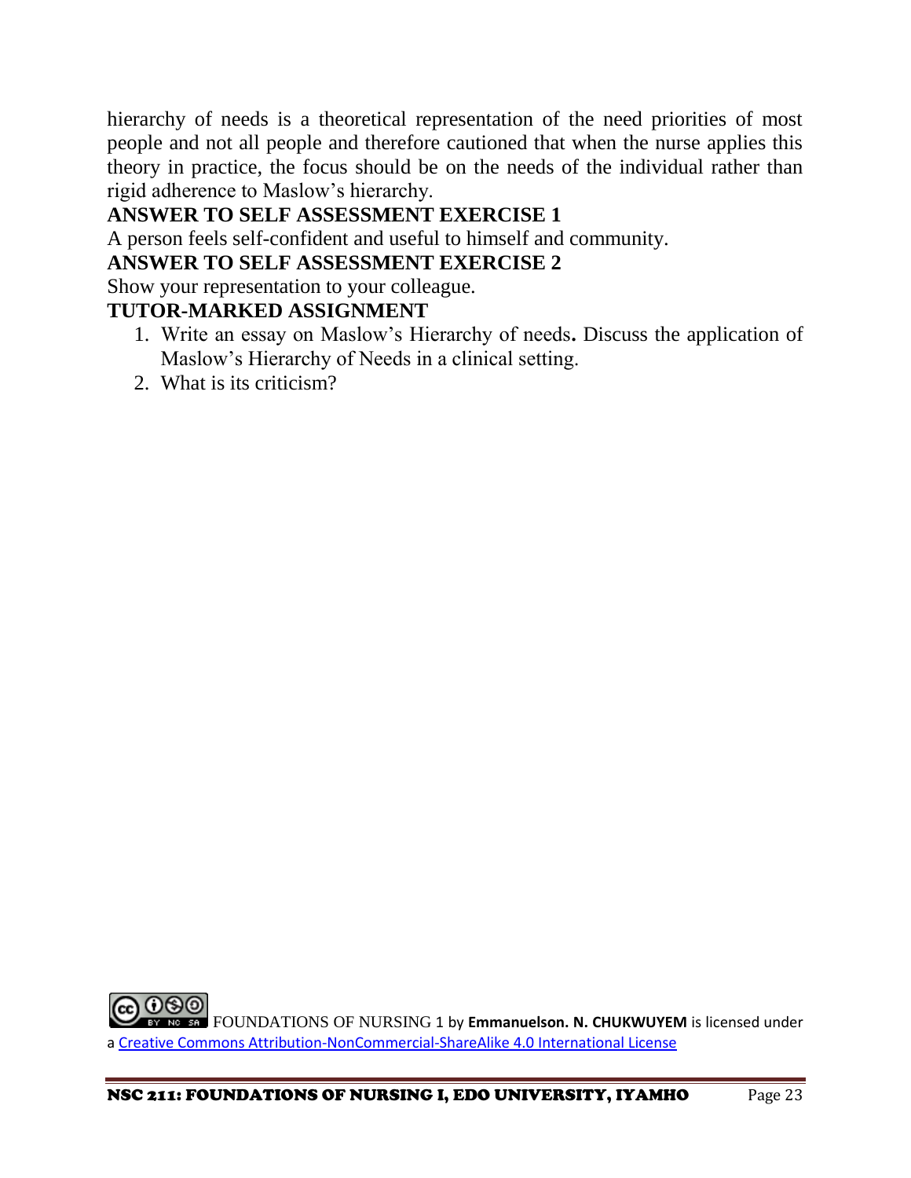hierarchy of needs is a theoretical representation of the need priorities of most people and not all people and therefore cautioned that when the nurse applies this theory in practice, the focus should be on the needs of the individual rather than rigid adherence to Maslow's hierarchy.

**ANSWER TO SELF ASSESSMENT EXERCISE 1**

A person feels self-confident and useful to himself and community.

**ANSWER TO SELF ASSESSMENT EXERCISE 2**

Show your representation to your colleague.

**TUTOR-MARKED ASSIGNMENT**

1. Write an essay on Maslow's Hierarchy of needs**.** Discuss the application of Maslow's Hierarchy of Needs in a clinical setting.
2. What is its criticism?

FOUNDATIONS OF NURSING 1 by **Emmanuelson. N. CHUKWUYEM** is licensed under a Creative Commons Attribution-NonCommercial-ShareAlike 4.0 International License